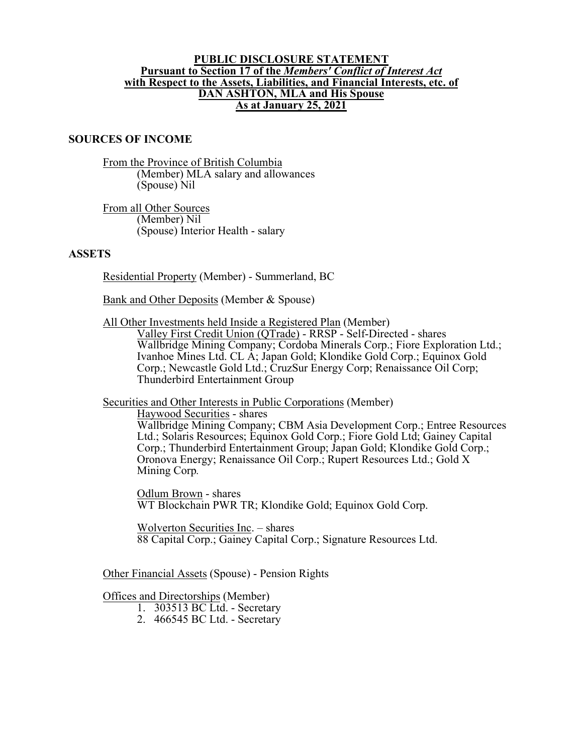# PUBLIC DISCLOSURE STATEMENT
## Pursuant to Section 17 of the *Members' Conflict of Interest Act* with Respect to the Assets, Liabilities, and Financial Interests, etc. of DAN ASHTON, MLA and His Spouse As at January 25, 2021

### SOURCES OF INCOME

From the Province of British Columbia
- (Member) MLA salary and allowances
- (Spouse) Nil

From all Other Sources
- (Member) Nil
- (Spouse) Interior Health - salary

### ASSETS

Residential Property (Member) - Summerland, BC

Bank and Other Deposits (Member & Spouse)

All Other Investments held Inside a Registered Plan (Member)

Valley First Credit Union (QTrade) - RRSP - Self-Directed - shares
Wallbridge Mining Company; Cordoba Minerals Corp.; Fiore Exploration Ltd.; Ivanhoe Mines Ltd. CL A; Japan Gold; Klondike Gold Corp.; Equinox Gold Corp.; Newcastle Gold Ltd.; CruzSur Energy Corp; Renaissance Oil Corp; Thunderbird Entertainment Group

Securities and Other Interests in Public Corporations (Member)

Haywood Securities - shares
Wallbridge Mining Company; CBM Asia Development Corp.; Entree Resources Ltd.; Solaris Resources; Equinox Gold Corp.; Fiore Gold Ltd; Gainey Capital Corp.; Thunderbird Entertainment Group; Japan Gold; Klondike Gold Corp.; Oronova Energy; Renaissance Oil Corp.; Rupert Resources Ltd.; Gold X Mining Corp.

Odlum Brown - shares
WT Blockchain PWR TR; Klondike Gold; Equinox Gold Corp.

Wolverton Securities Inc. – shares
88 Capital Corp.; Gainey Capital Corp.; Signature Resources Ltd.

Other Financial Assets (Spouse) - Pension Rights

Offices and Directorships (Member)

1. 303513 BC Ltd. - Secretary
2. 466545 BC Ltd. - Secretary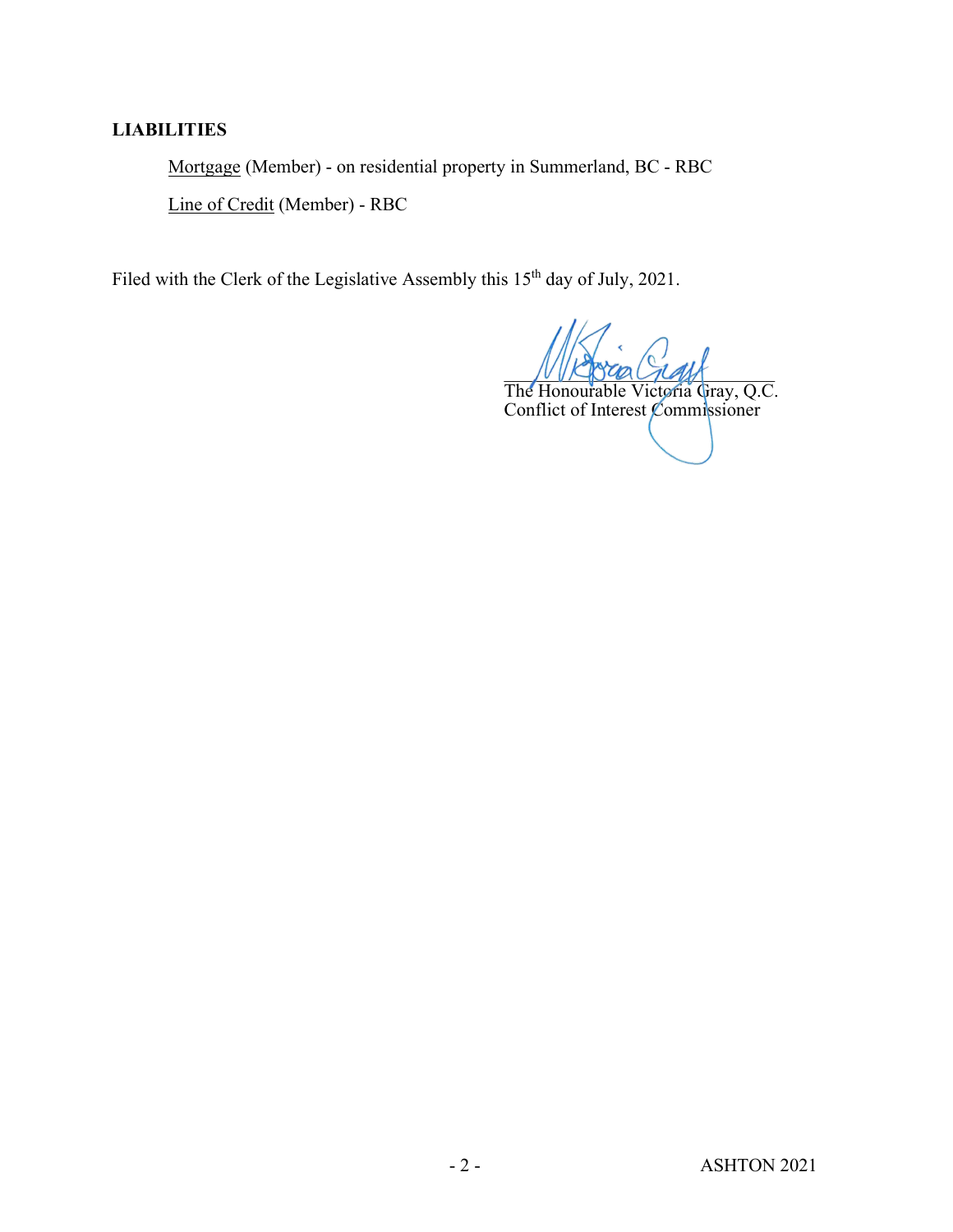**LIABILITIES**

Mortgage (Member) - on residential property in Summerland, BC - RBC

Line of Credit (Member) - RBC

Filed with the Clerk of the Legislative Assembly this 15th day of July, 2021.

The Honourable Victoria Gray, Q.C.
Conflict of Interest Commissioner